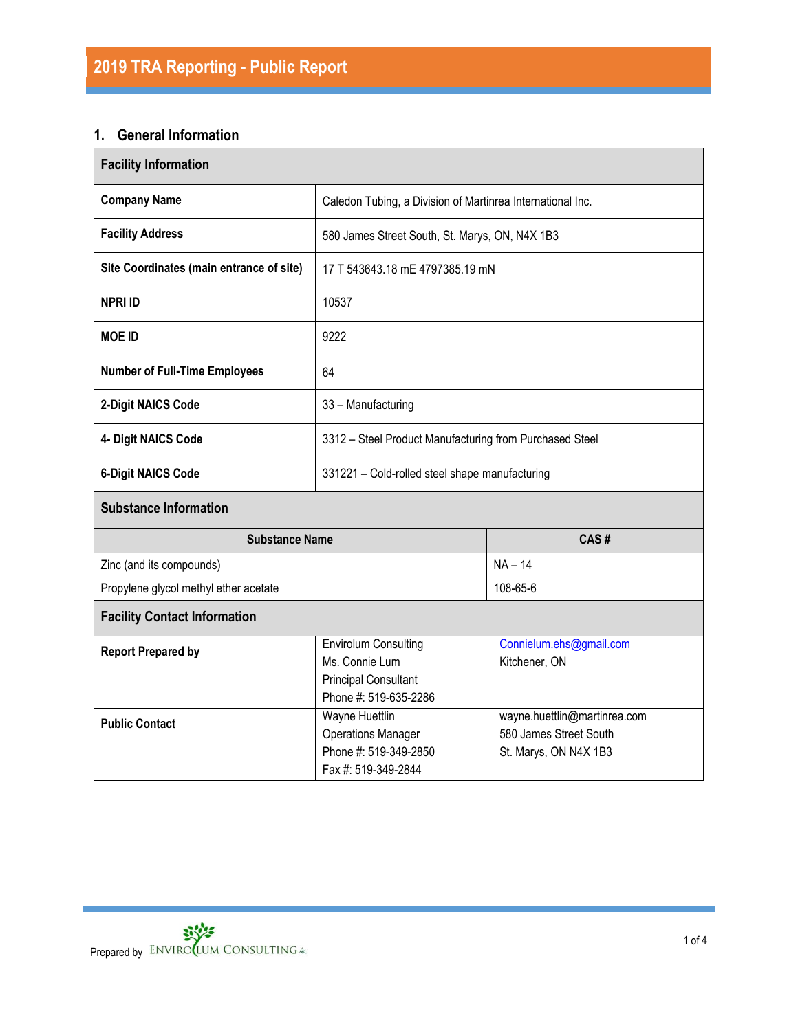# 2019 TRA Reporting - Public Report

## 1. General Information

| Facility Information | |
|---|---|
| **Company Name** | Caledon Tubing, a Division of Martinrea International Inc. |
| **Facility Address** | 580 James Street South, St. Marys, ON, N4X 1B3 |
| **Site Coordinates (main entrance of site)** | 17 T 543643.18 mE 4797385.19 mN |
| **NPRI ID** | 10537 |
| **MOE ID** | 9222 |
| **Number of Full-Time Employees** | 64 |
| **2-Digit NAICS Code** | 33 – Manufacturing |
| **4- Digit NAICS Code** | 3312 – Steel Product Manufacturing from Purchased Steel |
| **6-Digit NAICS Code** | 331221 – Cold-rolled steel shape manufacturing |

**Substance Information**

| Substance Name | CAS # |
|---|---|
| Zinc (and its compounds) | NA – 14 |
| Propylene glycol methyl ether acetate | 108-65-6 |

**Facility Contact Information**

| | | |
|---|---|---|
| **Report Prepared by** | Envirolum Consulting<br>Ms. Connie Lum<br>Principal Consultant<br>Phone #: 519-635-2286 | Connielum.ehs@gmail.com<br>Kitchener, ON |
| **Public Contact** | Wayne Huettlin<br>Operations Manager<br>Phone #: 519-349-2850<br>Fax #: 519-349-2844 | wayne.huettlin@martinrea.com<br>580 James Street South<br>St. Marys, ON N4X 1B3 |

Prepared by Envirolum Consulting Inc.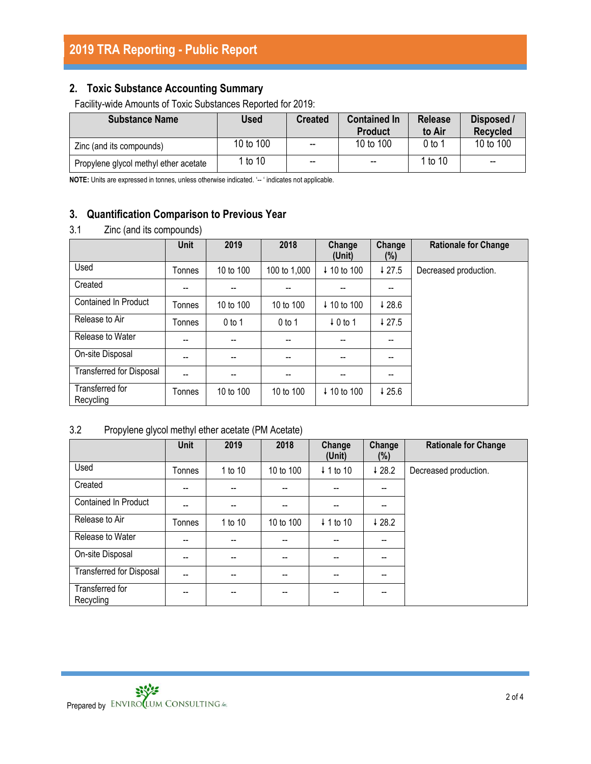## 2. Toxic Substance Accounting Summary

Facility-wide Amounts of Toxic Substances Reported for 2019:

| Substance Name | Used | Created | Contained In Product | Release to Air | Disposed / Recycled |
|---|---|---|---|---|---|
| Zinc (and its compounds) | 10 to 100 | -- | 10 to 100 | 0 to 1 | 10 to 100 |
| Propylene glycol methyl ether acetate | 1 to 10 | -- | -- | 1 to 10 | -- |

**NOTE:** Units are expressed in tonnes, unless otherwise indicated. '-- ' indicates not applicable.

## 3. Quantification Comparison to Previous Year

### 3.1 Zinc (and its compounds)

| | Unit | 2019 | 2018 | Change (Unit) | Change (%) | Rationale for Change |
|---|---|---|---|---|---|---|
| Used | Tonnes | 10 to 100 | 100 to 1,000 | ↓ 10 to 100 | ↓ 27.5 | Decreased production. |
| Created | -- | -- | -- | -- | -- | |
| Contained In Product | Tonnes | 10 to 100 | 10 to 100 | ↓ 10 to 100 | ↓ 28.6 | |
| Release to Air | Tonnes | 0 to 1 | 0 to 1 | ↓ 0 to 1 | ↓ 27.5 | |
| Release to Water | -- | -- | -- | -- | -- | |
| On-site Disposal | -- | -- | -- | -- | -- | |
| Transferred for Disposal | -- | -- | -- | -- | -- | |
| Transferred for Recycling | Tonnes | 10 to 100 | 10 to 100 | ↓ 10 to 100 | ↓ 25.6 | |

### 3.2 Propylene glycol methyl ether acetate (PM Acetate)

| | Unit | 2019 | 2018 | Change (Unit) | Change (%) | Rationale for Change |
|---|---|---|---|---|---|---|
| Used | Tonnes | 1 to 10 | 10 to 100 | ↓ 1 to 10 | ↓ 28.2 | Decreased production. |
| Created | -- | -- | -- | -- | -- | |
| Contained In Product | -- | -- | -- | -- | -- | |
| Release to Air | Tonnes | 1 to 10 | 10 to 100 | ↓ 1 to 10 | ↓ 28.2 | |
| Release to Water | -- | -- | -- | -- | -- | |
| On-site Disposal | -- | -- | -- | -- | -- | |
| Transferred for Disposal | -- | -- | -- | -- | -- | |
| Transferred for Recycling | -- | -- | -- | -- | -- | |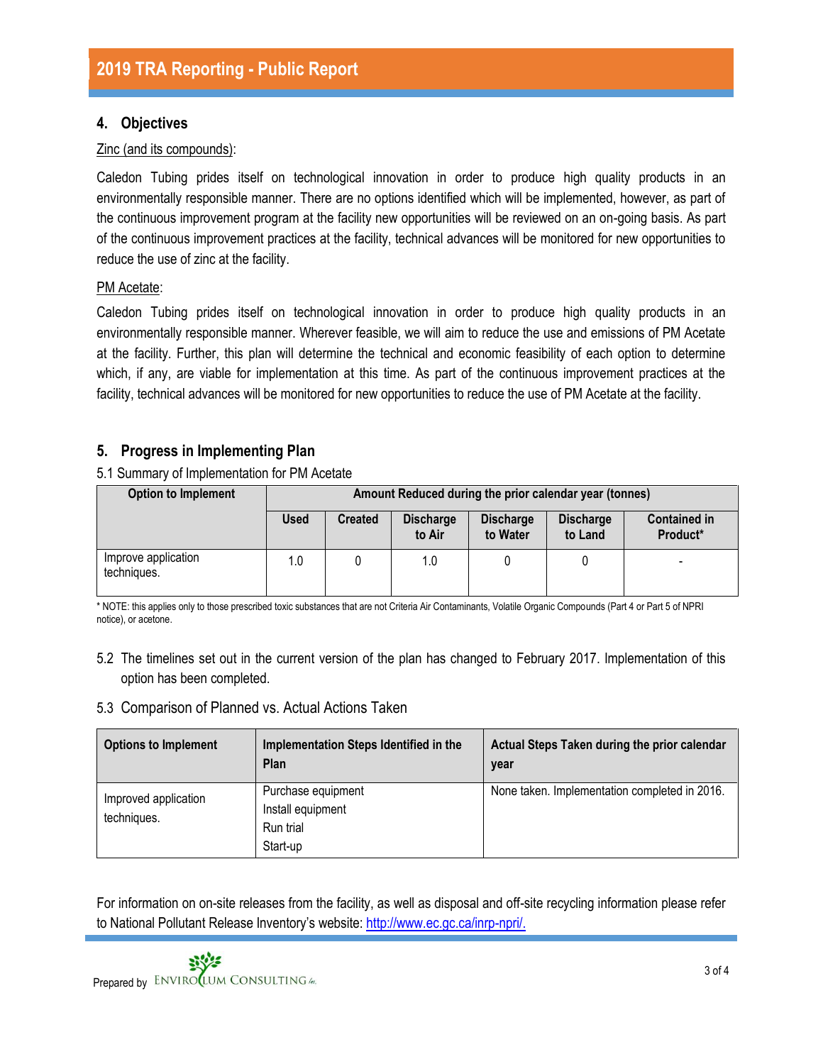## 4. Objectives

Zinc (and its compounds):

Caledon Tubing prides itself on technological innovation in order to produce high quality products in an environmentally responsible manner. There are no options identified which will be implemented, however, as part of the continuous improvement program at the facility new opportunities will be reviewed on an on-going basis. As part of the continuous improvement practices at the facility, technical advances will be monitored for new opportunities to reduce the use of zinc at the facility.

PM Acetate:

Caledon Tubing prides itself on technological innovation in order to produce high quality products in an environmentally responsible manner. Wherever feasible, we will aim to reduce the use and emissions of PM Acetate at the facility. Further, this plan will determine the technical and economic feasibility of each option to determine which, if any, are viable for implementation at this time. As part of the continuous improvement practices at the facility, technical advances will be monitored for new opportunities to reduce the use of PM Acetate at the facility.

## 5. Progress in Implementing Plan

5.1 Summary of Implementation for PM Acetate

| Option to Implement | Amount Reduced during the prior calendar year (tonnes) | | | | | |
|---|---|---|---|---|---|---|
| | Used | Created | Discharge to Air | Discharge to Water | Discharge to Land | Contained in Product* |
| Improve application techniques. | 1.0 | 0 | 1.0 | 0 | 0 | - |

* NOTE: this applies only to those prescribed toxic substances that are not Criteria Air Contaminants, Volatile Organic Compounds (Part 4 or Part 5 of NPRI notice), or acetone.

5.2 The timelines set out in the current version of the plan has changed to February 2017. Implementation of this option has been completed.

5.3 Comparison of Planned vs. Actual Actions Taken

| Options to Implement | Implementation Steps Identified in the Plan | Actual Steps Taken during the prior calendar year |
|---|---|---|
| Improved application techniques. | Purchase equipment<br>Install equipment<br>Run trial<br>Start-up | None taken. Implementation completed in 2016. |

For information on on-site releases from the facility, as well as disposal and off-site recycling information please refer to National Pollutant Release Inventory's website: [http://www.ec.gc.ca/inrp-npri/.](http://www.ec.gc.ca/inrp-npri/)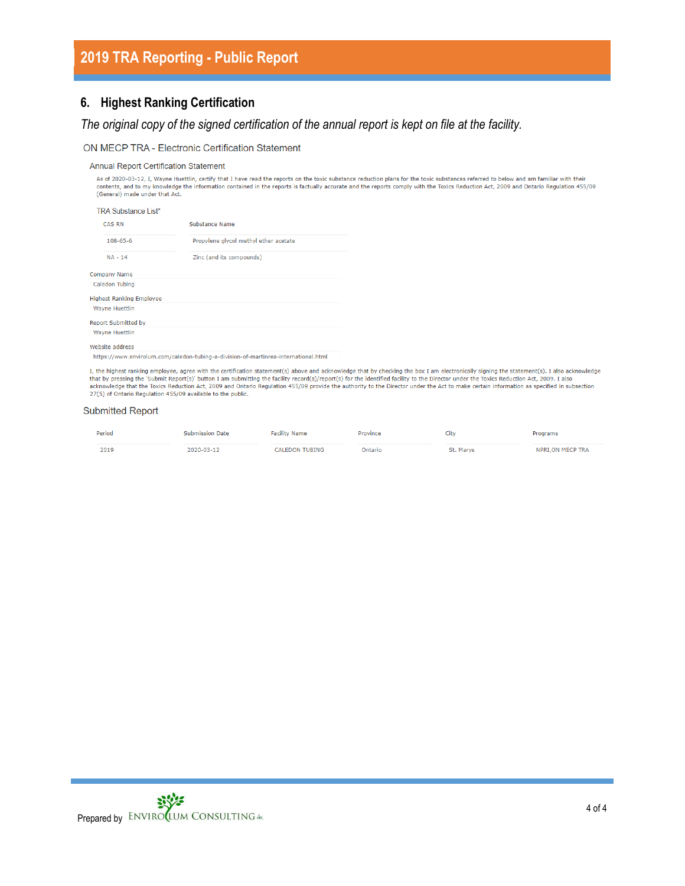## 6. Highest Ranking Certification

*The original copy of the signed certification of the annual report is kept on file at the facility.*

### ON MECP TRA - Electronic Certification Statement

#### Annual Report Certification Statement

As of 2020-03-12, I, Wayne Huettlin, certify that I have read the reports on the toxic substance reduction plans for the toxic substances referred to below and am familiar with their contents, and to my knowledge the information contained in the reports is factually accurate and the reports comply with the Toxics Reduction Act, 2009 and Ontario Regulation 455/09 (General) made under that Act.

TRA Substance List*

| CAS RN | Substance Name |
| --- | --- |
| 108-65-6 | Propylene glycol methyl ether acetate |
| NA - 14 | Zinc (and its compounds) |

Company Name
Caledon Tubing

Highest Ranking Employee
Wayne Huettlin

Report Submitted by
Wayne Huettlin

Website address
https://www.envirolum.com/caledon-tubing-a-division-of-martinrea-international.html

I, the highest ranking employee, agree with the certification statement(s) above and acknowledge that by checking the box I am electronically signing the statement(s). I also acknowledge that by pressing the 'Submit Report(s)' button I am submitting the facility record(s)/report(s) for the identified facility to the Director under the Toxics Reduction Act, 2009. I also acknowledge that the Toxics Reduction Act, 2009 and Ontario Regulation 455/09 provide the authority to the Director under the Act to make certain information as specified in subsection 27(5) of Ontario Regulation 455/09 available to the public.

### Submitted Report

| Period | Submission Date | Facility Name | Province | City | Programs |
| --- | --- | --- | --- | --- | --- |
| 2019 | 2020-03-12 | CALEDON TUBING | Ontario | St. Marys | NPRI,ON MECP TRA |

Prepared by ENVIROLUM CONSULTING Inc.